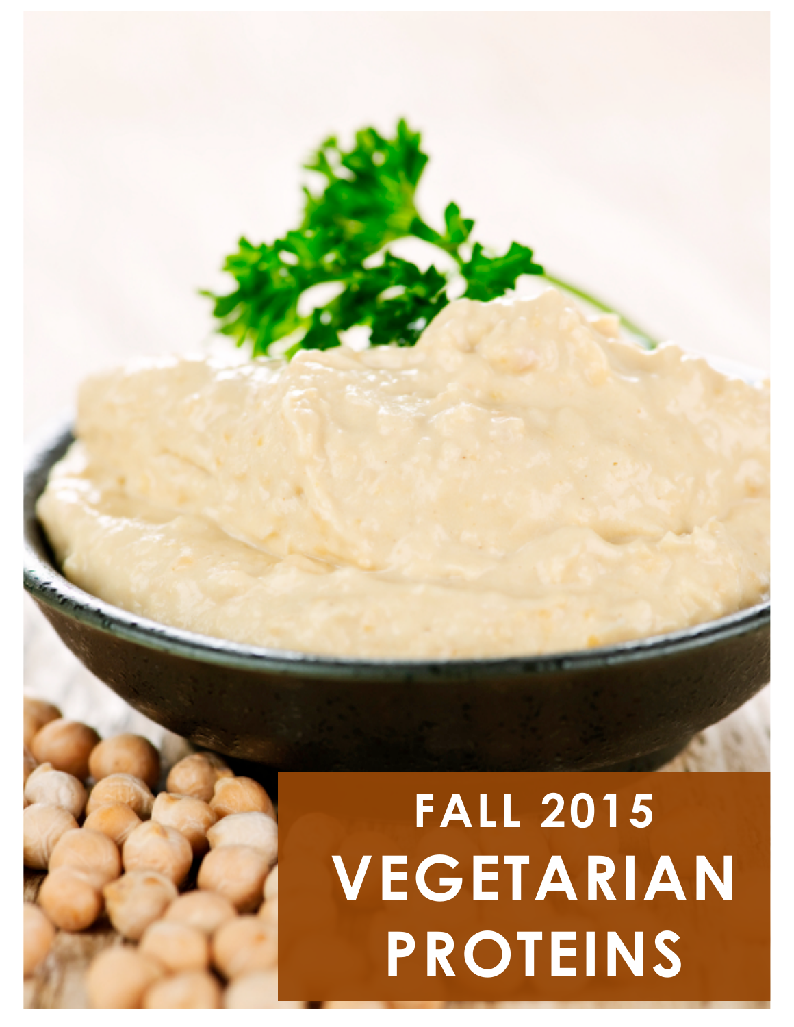FALL 2015

# VEGETARIAN PROTEINS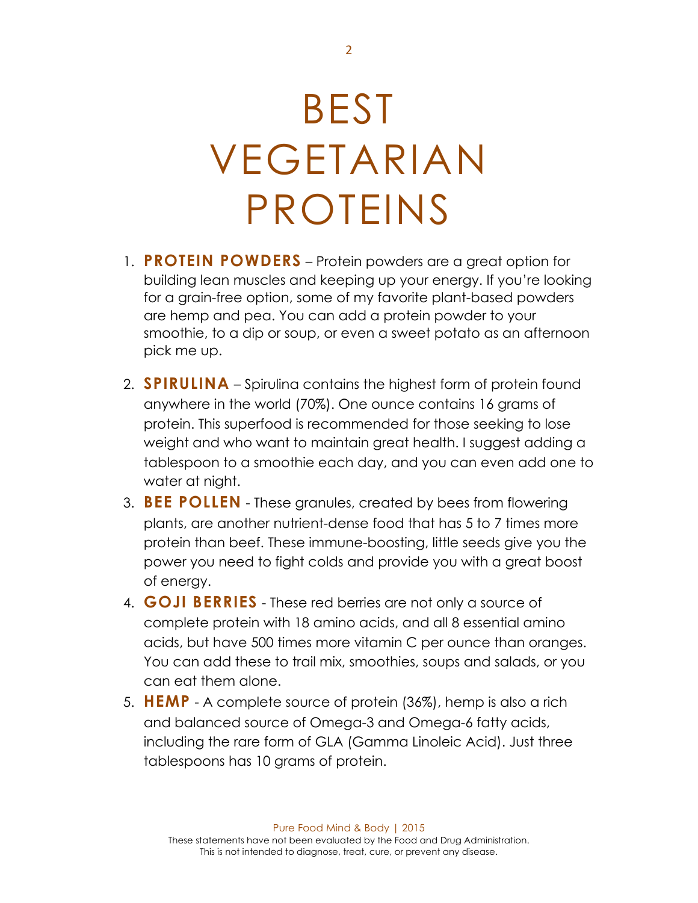# BEST VEGETARIAN PROTEINS

1. **PROTEIN POWDERS** – Protein powders are a great option for building lean muscles and keeping up your energy. If you're looking for a grain-free option, some of my favorite plant-based powders are hemp and pea. You can add a protein powder to your smoothie, to a dip or soup, or even a sweet potato as an afternoon pick me up.
2. **SPIRULINA** – Spirulina contains the highest form of protein found anywhere in the world (70%). One ounce contains 16 grams of protein. This superfood is recommended for those seeking to lose weight and who want to maintain great health. I suggest adding a tablespoon to a smoothie each day, and you can even add one to water at night.
3. **BEE POLLEN** - These granules, created by bees from flowering plants, are another nutrient-dense food that has 5 to 7 times more protein than beef. These immune-boosting, little seeds give you the power you need to fight colds and provide you with a great boost of energy.
4. **GOJI BERRIES** - These red berries are not only a source of complete protein with 18 amino acids, and all 8 essential amino acids, but have 500 times more vitamin C per ounce than oranges. You can add these to trail mix, smoothies, soups and salads, or you can eat them alone.
5. **HEMP** - A complete source of protein (36%), hemp is also a rich and balanced source of Omega-3 and Omega-6 fatty acids, including the rare form of GLA (Gamma Linoleic Acid). Just three tablespoons has 10 grams of protein.

These statements have not been evaluated by the Food and Drug Administration.
This is not intended to diagnose, treat, cure, or prevent any disease.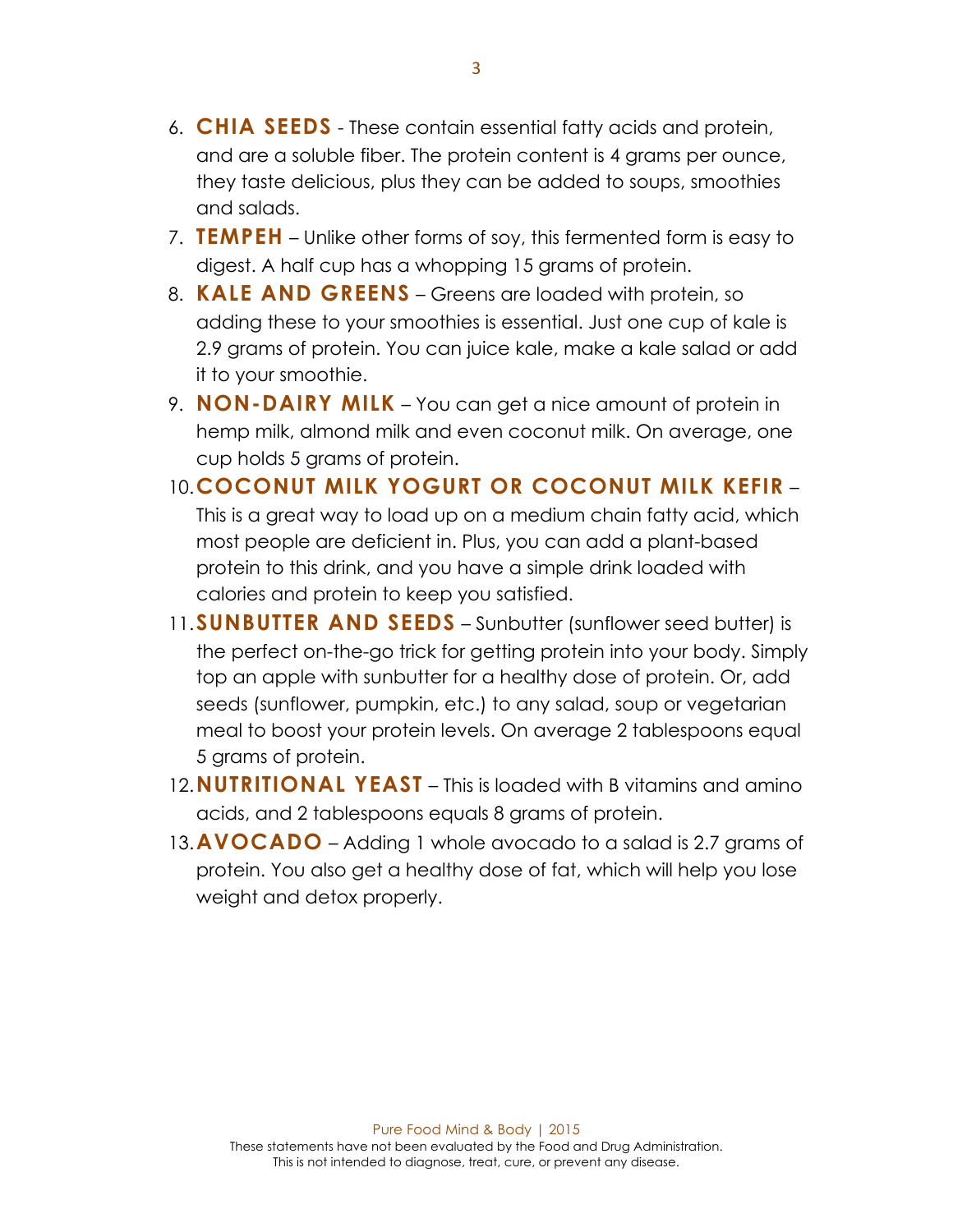6. **CHIA SEEDS** - These contain essential fatty acids and protein, and are a soluble fiber. The protein content is 4 grams per ounce, they taste delicious, plus they can be added to soups, smoothies and salads.
7. **TEMPEH** – Unlike other forms of soy, this fermented form is easy to digest. A half cup has a whopping 15 grams of protein.
8. **KALE AND GREENS** – Greens are loaded with protein, so adding these to your smoothies is essential. Just one cup of kale is 2.9 grams of protein. You can juice kale, make a kale salad or add it to your smoothie.
9. **NON-DAIRY MILK** – You can get a nice amount of protein in hemp milk, almond milk and even coconut milk. On average, one cup holds 5 grams of protein.
10. **COCONUT MILK YOGURT OR COCONUT MILK KEFIR** – This is a great way to load up on a medium chain fatty acid, which most people are deficient in. Plus, you can add a plant-based protein to this drink, and you have a simple drink loaded with calories and protein to keep you satisfied.
11. **SUNBUTTER AND SEEDS** – Sunbutter (sunflower seed butter) is the perfect on-the-go trick for getting protein into your body. Simply top an apple with sunbutter for a healthy dose of protein. Or, add seeds (sunflower, pumpkin, etc.) to any salad, soup or vegetarian meal to boost your protein levels. On average 2 tablespoons equal 5 grams of protein.
12. **NUTRITIONAL YEAST** – This is loaded with B vitamins and amino acids, and 2 tablespoons equals 8 grams of protein.
13. **AVOCADO** – Adding 1 whole avocado to a salad is 2.7 grams of protein. You also get a healthy dose of fat, which will help you lose weight and detox properly.

Pure Food Mind & Body | 2015

These statements have not been evaluated by the Food and Drug Administration.
This is not intended to diagnose, treat, cure, or prevent any disease.